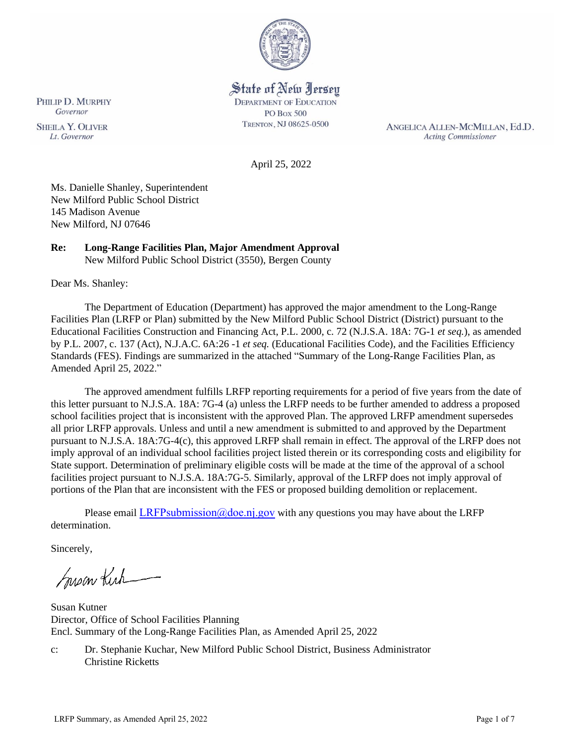State of New Jersey
DEPARTMENT OF EDUCATION
PO Box 500
TRENTON, NJ 08625-0500

PHILIP D. MURPHY
*Governor*

SHEILA Y. OLIVER
*Lt. Governor*

ANGELICA ALLEN-MCMILLAN, Ed.D.
*Acting Commissioner*

April 25, 2022

Ms. Danielle Shanley, Superintendent
New Milford Public School District
145 Madison Avenue
New Milford, NJ 07646

**Re: Long-Range Facilities Plan, Major Amendment Approval**
New Milford Public School District (3550), Bergen County

Dear Ms. Shanley:

The Department of Education (Department) has approved the major amendment to the Long-Range Facilities Plan (LRFP or Plan) submitted by the New Milford Public School District (District) pursuant to the Educational Facilities Construction and Financing Act, P.L. 2000, c. 72 (N.J.S.A. 18A: 7G-1 *et seq.*), as amended by P.L. 2007, c. 137 (Act), N.J.A.C. 6A:26 -1 *et seq.* (Educational Facilities Code), and the Facilities Efficiency Standards (FES). Findings are summarized in the attached "Summary of the Long-Range Facilities Plan, as Amended April 25, 2022."

The approved amendment fulfills LRFP reporting requirements for a period of five years from the date of this letter pursuant to N.J.S.A. 18A: 7G-4 (a) unless the LRFP needs to be further amended to address a proposed school facilities project that is inconsistent with the approved Plan. The approved LRFP amendment supersedes all prior LRFP approvals. Unless and until a new amendment is submitted to and approved by the Department pursuant to N.J.S.A. 18A:7G-4(c), this approved LRFP shall remain in effect. The approval of the LRFP does not imply approval of an individual school facilities project listed therein or its corresponding costs and eligibility for State support. Determination of preliminary eligible costs will be made at the time of the approval of a school facilities project pursuant to N.J.S.A. 18A:7G-5. Similarly, approval of the LRFP does not imply approval of portions of the Plan that are inconsistent with the FES or proposed building demolition or replacement.

Please email LRFPsubmission@doe.nj.gov with any questions you may have about the LRFP determination.

Sincerely,

Susan Kutner
Director, Office of School Facilities Planning
Encl. Summary of the Long-Range Facilities Plan, as Amended April 25, 2022

c: Dr. Stephanie Kuchar, New Milford Public School District, Business Administrator
Christine Ricketts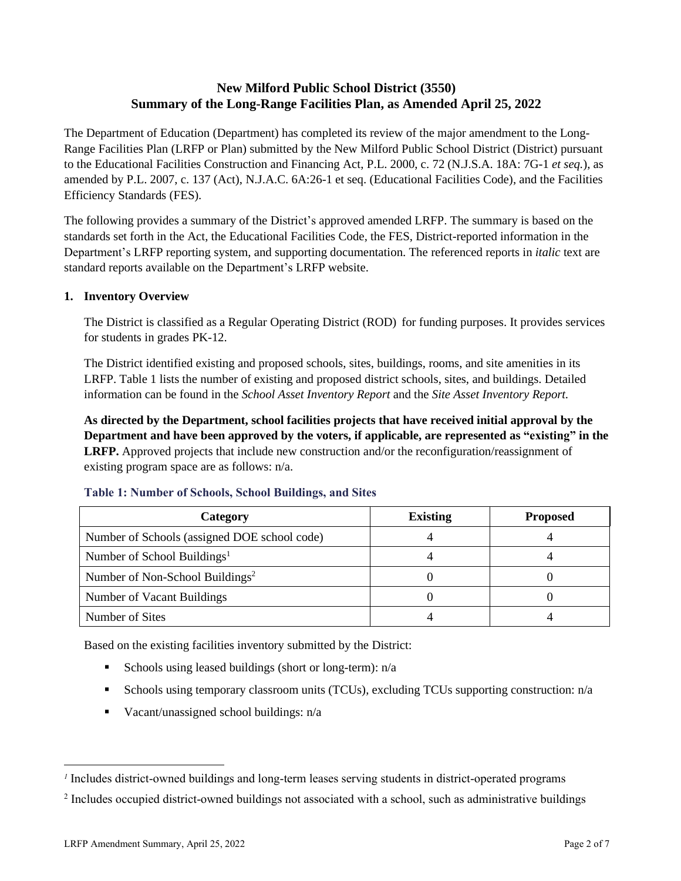# New Milford Public School District (3550)
# Summary of the Long-Range Facilities Plan, as Amended April 25, 2022

The Department of Education (Department) has completed its review of the major amendment to the Long-Range Facilities Plan (LRFP or Plan) submitted by the New Milford Public School District (District) pursuant to the Educational Facilities Construction and Financing Act, P.L. 2000, c. 72 (N.J.S.A. 18A: 7G-1 *et seq.*), as amended by P.L. 2007, c. 137 (Act), N.J.A.C. 6A:26-1 et seq. (Educational Facilities Code), and the Facilities Efficiency Standards (FES).

The following provides a summary of the District's approved amended LRFP. The summary is based on the standards set forth in the Act, the Educational Facilities Code, the FES, District-reported information in the Department's LRFP reporting system, and supporting documentation. The referenced reports in *italic* text are standard reports available on the Department's LRFP website.

## 1. Inventory Overview

The District is classified as a Regular Operating District (ROD) for funding purposes. It provides services for students in grades PK-12.

The District identified existing and proposed schools, sites, buildings, rooms, and site amenities in its LRFP. Table 1 lists the number of existing and proposed district schools, sites, and buildings. Detailed information can be found in the *School Asset Inventory Report* and the *Site Asset Inventory Report.*

**As directed by the Department, school facilities projects that have received initial approval by the Department and have been approved by the voters, if applicable, are represented as "existing" in the LRFP.** Approved projects that include new construction and/or the reconfiguration/reassignment of existing program space are as follows: n/a.

**Table 1: Number of Schools, School Buildings, and Sites**

| Category | Existing | Proposed |
|---|---|---|
| Number of Schools (assigned DOE school code) | 4 | 4 |
| Number of School Buildings[1] | 4 | 4 |
| Number of Non-School Buildings[2] | 0 | 0 |
| Number of Vacant Buildings | 0 | 0 |
| Number of Sites | 4 | 4 |

Based on the existing facilities inventory submitted by the District:

- Schools using leased buildings (short or long-term): n/a
- Schools using temporary classroom units (TCUs), excluding TCUs supporting construction: n/a
- Vacant/unassigned school buildings: n/a

[1] Includes district-owned buildings and long-term leases serving students in district-operated programs

[2] Includes occupied district-owned buildings not associated with a school, such as administrative buildings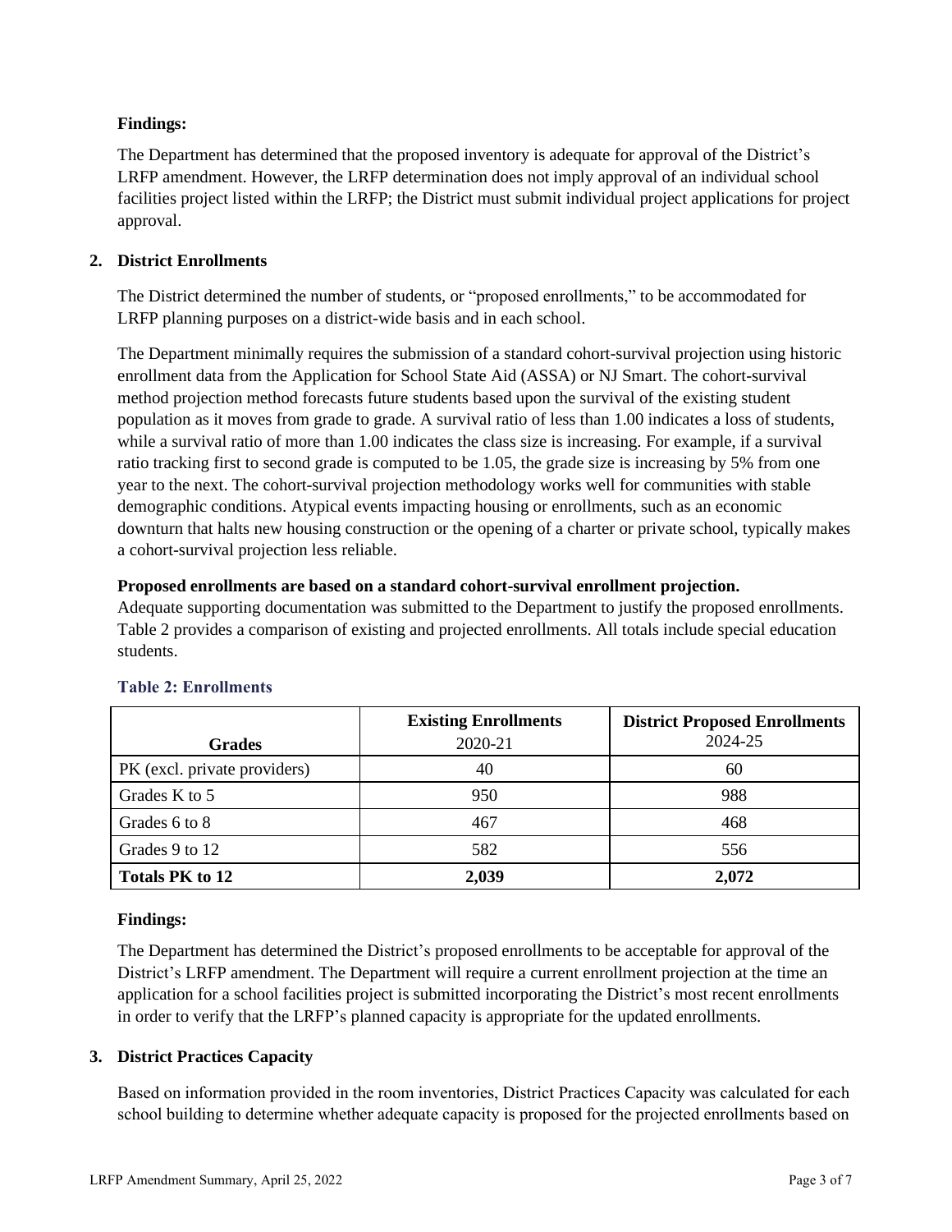**Findings:**

The Department has determined that the proposed inventory is adequate for approval of the District's LRFP amendment. However, the LRFP determination does not imply approval of an individual school facilities project listed within the LRFP; the District must submit individual project applications for project approval.

## 2. District Enrollments

The District determined the number of students, or "proposed enrollments," to be accommodated for LRFP planning purposes on a district-wide basis and in each school.

The Department minimally requires the submission of a standard cohort-survival projection using historic enrollment data from the Application for School State Aid (ASSA) or NJ Smart. The cohort-survival method projection method forecasts future students based upon the survival of the existing student population as it moves from grade to grade. A survival ratio of less than 1.00 indicates a loss of students, while a survival ratio of more than 1.00 indicates the class size is increasing. For example, if a survival ratio tracking first to second grade is computed to be 1.05, the grade size is increasing by 5% from one year to the next. The cohort-survival projection methodology works well for communities with stable demographic conditions. Atypical events impacting housing or enrollments, such as an economic downturn that halts new housing construction or the opening of a charter or private school, typically makes a cohort-survival projection less reliable.

**Proposed enrollments are based on a standard cohort-survival enrollment projection.**

Adequate supporting documentation was submitted to the Department to justify the proposed enrollments. Table 2 provides a comparison of existing and projected enrollments. All totals include special education students.

**Table 2: Enrollments**

| Grades | **Existing Enrollments** 2020-21 | **District Proposed Enrollments** 2024-25 |
|---|---|---|
| PK (excl. private providers) | 40 | 60 |
| Grades K to 5 | 950 | 988 |
| Grades 6 to 8 | 467 | 468 |
| Grades 9 to 12 | 582 | 556 |
| **Totals PK to 12** | **2,039** | **2,072** |

**Findings:**

The Department has determined the District's proposed enrollments to be acceptable for approval of the District's LRFP amendment. The Department will require a current enrollment projection at the time an application for a school facilities project is submitted incorporating the District's most recent enrollments in order to verify that the LRFP's planned capacity is appropriate for the updated enrollments.

## 3. District Practices Capacity

Based on information provided in the room inventories, District Practices Capacity was calculated for each school building to determine whether adequate capacity is proposed for the projected enrollments based on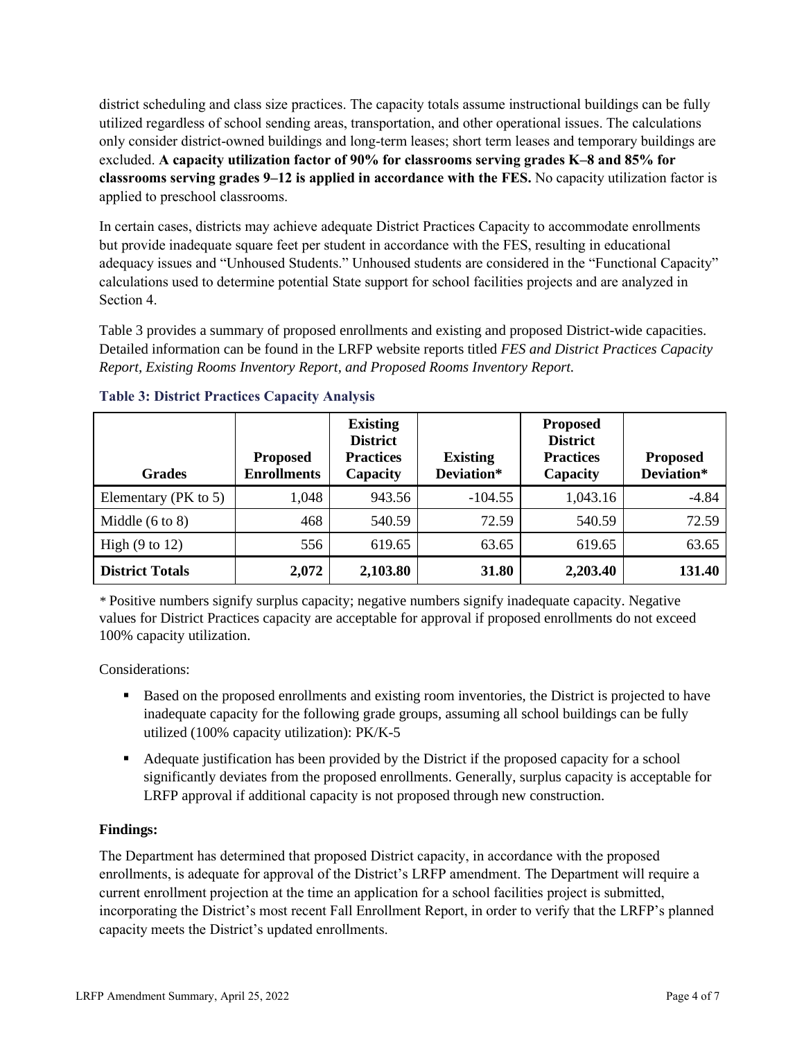district scheduling and class size practices. The capacity totals assume instructional buildings can be fully utilized regardless of school sending areas, transportation, and other operational issues. The calculations only consider district-owned buildings and long-term leases; short term leases and temporary buildings are excluded. **A capacity utilization factor of 90% for classrooms serving grades K–8 and 85% for classrooms serving grades 9–12 is applied in accordance with the FES.** No capacity utilization factor is applied to preschool classrooms.

In certain cases, districts may achieve adequate District Practices Capacity to accommodate enrollments but provide inadequate square feet per student in accordance with the FES, resulting in educational adequacy issues and "Unhoused Students." Unhoused students are considered in the "Functional Capacity" calculations used to determine potential State support for school facilities projects and are analyzed in Section 4.

Table 3 provides a summary of proposed enrollments and existing and proposed District-wide capacities. Detailed information can be found in the LRFP website reports titled *FES and District Practices Capacity Report, Existing Rooms Inventory Report, and Proposed Rooms Inventory Report.*

### Table 3: District Practices Capacity Analysis

| Grades | Proposed Enrollments | Existing District Practices Capacity | Existing Deviation* | Proposed District Practices Capacity | Proposed Deviation* |
|---|---|---|---|---|---|
| Elementary (PK to 5) | 1,048 | 943.56 | -104.55 | 1,043.16 | -4.84 |
| Middle (6 to 8) | 468 | 540.59 | 72.59 | 540.59 | 72.59 |
| High (9 to 12) | 556 | 619.65 | 63.65 | 619.65 | 63.65 |
| **District Totals** | **2,072** | **2,103.80** | **31.80** | **2,203.40** | **131.40** |

* Positive numbers signify surplus capacity; negative numbers signify inadequate capacity. Negative values for District Practices capacity are acceptable for approval if proposed enrollments do not exceed 100% capacity utilization.

Considerations:

- Based on the proposed enrollments and existing room inventories, the District is projected to have inadequate capacity for the following grade groups, assuming all school buildings can be fully utilized (100% capacity utilization): PK/K-5
- Adequate justification has been provided by the District if the proposed capacity for a school significantly deviates from the proposed enrollments. Generally, surplus capacity is acceptable for LRFP approval if additional capacity is not proposed through new construction.

**Findings:**

The Department has determined that proposed District capacity, in accordance with the proposed enrollments, is adequate for approval of the District's LRFP amendment. The Department will require a current enrollment projection at the time an application for a school facilities project is submitted, incorporating the District's most recent Fall Enrollment Report, in order to verify that the LRFP's planned capacity meets the District's updated enrollments.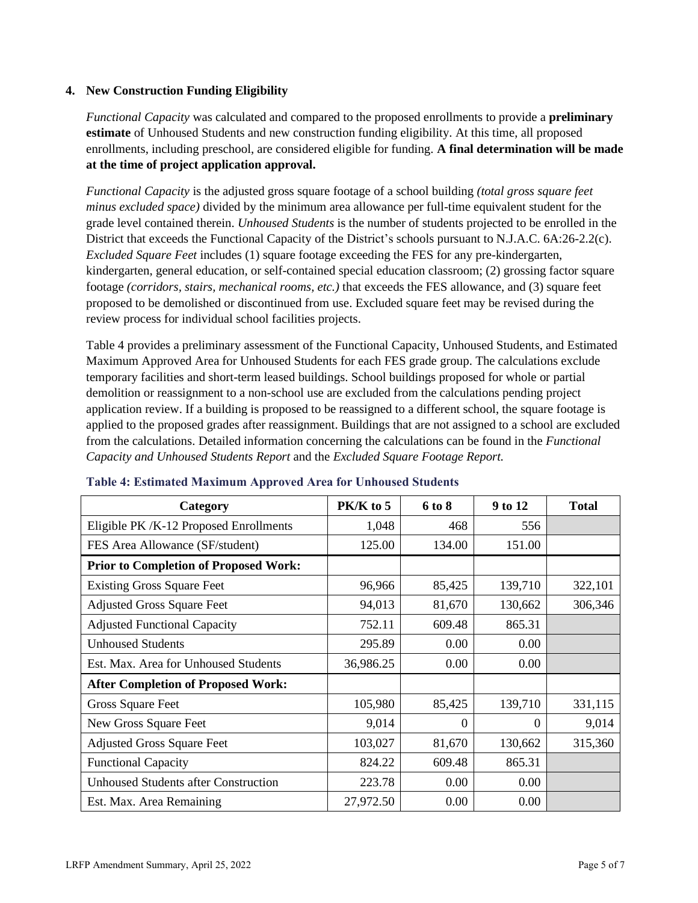### 4. New Construction Funding Eligibility

*Functional Capacity* was calculated and compared to the proposed enrollments to provide a **preliminary estimate** of Unhoused Students and new construction funding eligibility. At this time, all proposed enrollments, including preschool, are considered eligible for funding. **A final determination will be made at the time of project application approval.**

*Functional Capacity* is the adjusted gross square footage of a school building *(total gross square feet minus excluded space)* divided by the minimum area allowance per full-time equivalent student for the grade level contained therein. *Unhoused Students* is the number of students projected to be enrolled in the District that exceeds the Functional Capacity of the District's schools pursuant to N.J.A.C. 6A:26-2.2(c). *Excluded Square Feet* includes (1) square footage exceeding the FES for any pre-kindergarten, kindergarten, general education, or self-contained special education classroom; (2) grossing factor square footage *(corridors, stairs, mechanical rooms, etc.)* that exceeds the FES allowance, and (3) square feet proposed to be demolished or discontinued from use. Excluded square feet may be revised during the review process for individual school facilities projects.

Table 4 provides a preliminary assessment of the Functional Capacity, Unhoused Students, and Estimated Maximum Approved Area for Unhoused Students for each FES grade group. The calculations exclude temporary facilities and short-term leased buildings. School buildings proposed for whole or partial demolition or reassignment to a non-school use are excluded from the calculations pending project application review. If a building is proposed to be reassigned to a different school, the square footage is applied to the proposed grades after reassignment. Buildings that are not assigned to a school are excluded from the calculations. Detailed information concerning the calculations can be found in the *Functional Capacity and Unhoused Students Report* and the *Excluded Square Footage Report.*

**Table 4: Estimated Maximum Approved Area for Unhoused Students**

| Category | PK/K to 5 | 6 to 8 | 9 to 12 | Total |
|---|---|---|---|---|
| Eligible PK /K-12 Proposed Enrollments | 1,048 | 468 | 556 | |
| FES Area Allowance (SF/student) | 125.00 | 134.00 | 151.00 | |
| **Prior to Completion of Proposed Work:** | | | | |
| Existing Gross Square Feet | 96,966 | 85,425 | 139,710 | 322,101 |
| Adjusted Gross Square Feet | 94,013 | 81,670 | 130,662 | 306,346 |
| Adjusted Functional Capacity | 752.11 | 609.48 | 865.31 | |
| Unhoused Students | 295.89 | 0.00 | 0.00 | |
| Est. Max. Area for Unhoused Students | 36,986.25 | 0.00 | 0.00 | |
| **After Completion of Proposed Work:** | | | | |
| Gross Square Feet | 105,980 | 85,425 | 139,710 | 331,115 |
| New Gross Square Feet | 9,014 | 0 | 0 | 9,014 |
| Adjusted Gross Square Feet | 103,027 | 81,670 | 130,662 | 315,360 |
| Functional Capacity | 824.22 | 609.48 | 865.31 | |
| Unhoused Students after Construction | 223.78 | 0.00 | 0.00 | |
| Est. Max. Area Remaining | 27,972.50 | 0.00 | 0.00 | |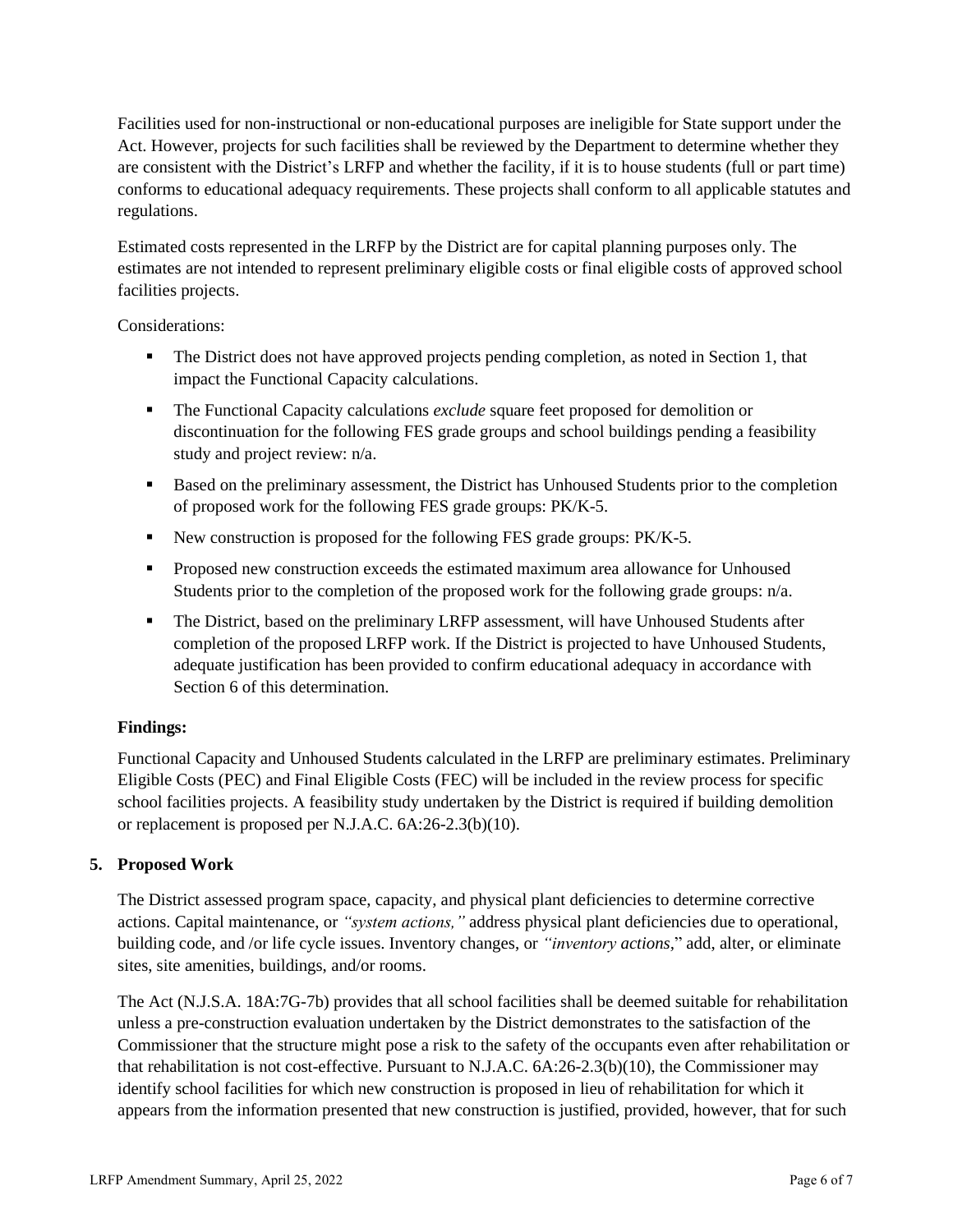Facilities used for non-instructional or non-educational purposes are ineligible for State support under the Act. However, projects for such facilities shall be reviewed by the Department to determine whether they are consistent with the District's LRFP and whether the facility, if it is to house students (full or part time) conforms to educational adequacy requirements. These projects shall conform to all applicable statutes and regulations.

Estimated costs represented in the LRFP by the District are for capital planning purposes only. The estimates are not intended to represent preliminary eligible costs or final eligible costs of approved school facilities projects.

Considerations:

- The District does not have approved projects pending completion, as noted in Section 1, that impact the Functional Capacity calculations.
- The Functional Capacity calculations *exclude* square feet proposed for demolition or discontinuation for the following FES grade groups and school buildings pending a feasibility study and project review: n/a.
- Based on the preliminary assessment, the District has Unhoused Students prior to the completion of proposed work for the following FES grade groups: PK/K-5.
- New construction is proposed for the following FES grade groups: PK/K-5.
- Proposed new construction exceeds the estimated maximum area allowance for Unhoused Students prior to the completion of the proposed work for the following grade groups: n/a.
- The District, based on the preliminary LRFP assessment, will have Unhoused Students after completion of the proposed LRFP work. If the District is projected to have Unhoused Students, adequate justification has been provided to confirm educational adequacy in accordance with Section 6 of this determination.

**Findings:**

Functional Capacity and Unhoused Students calculated in the LRFP are preliminary estimates. Preliminary Eligible Costs (PEC) and Final Eligible Costs (FEC) will be included in the review process for specific school facilities projects. A feasibility study undertaken by the District is required if building demolition or replacement is proposed per N.J.A.C. 6A:26-2.3(b)(10).

## 5. Proposed Work

The District assessed program space, capacity, and physical plant deficiencies to determine corrective actions. Capital maintenance, or *"system actions,"* address physical plant deficiencies due to operational, building code, and /or life cycle issues. Inventory changes, or *"inventory actions*," add, alter, or eliminate sites, site amenities, buildings, and/or rooms.

The Act (N.J.S.A. 18A:7G-7b) provides that all school facilities shall be deemed suitable for rehabilitation unless a pre-construction evaluation undertaken by the District demonstrates to the satisfaction of the Commissioner that the structure might pose a risk to the safety of the occupants even after rehabilitation or that rehabilitation is not cost-effective. Pursuant to N.J.A.C. 6A:26-2.3(b)(10), the Commissioner may identify school facilities for which new construction is proposed in lieu of rehabilitation for which it appears from the information presented that new construction is justified, provided, however, that for such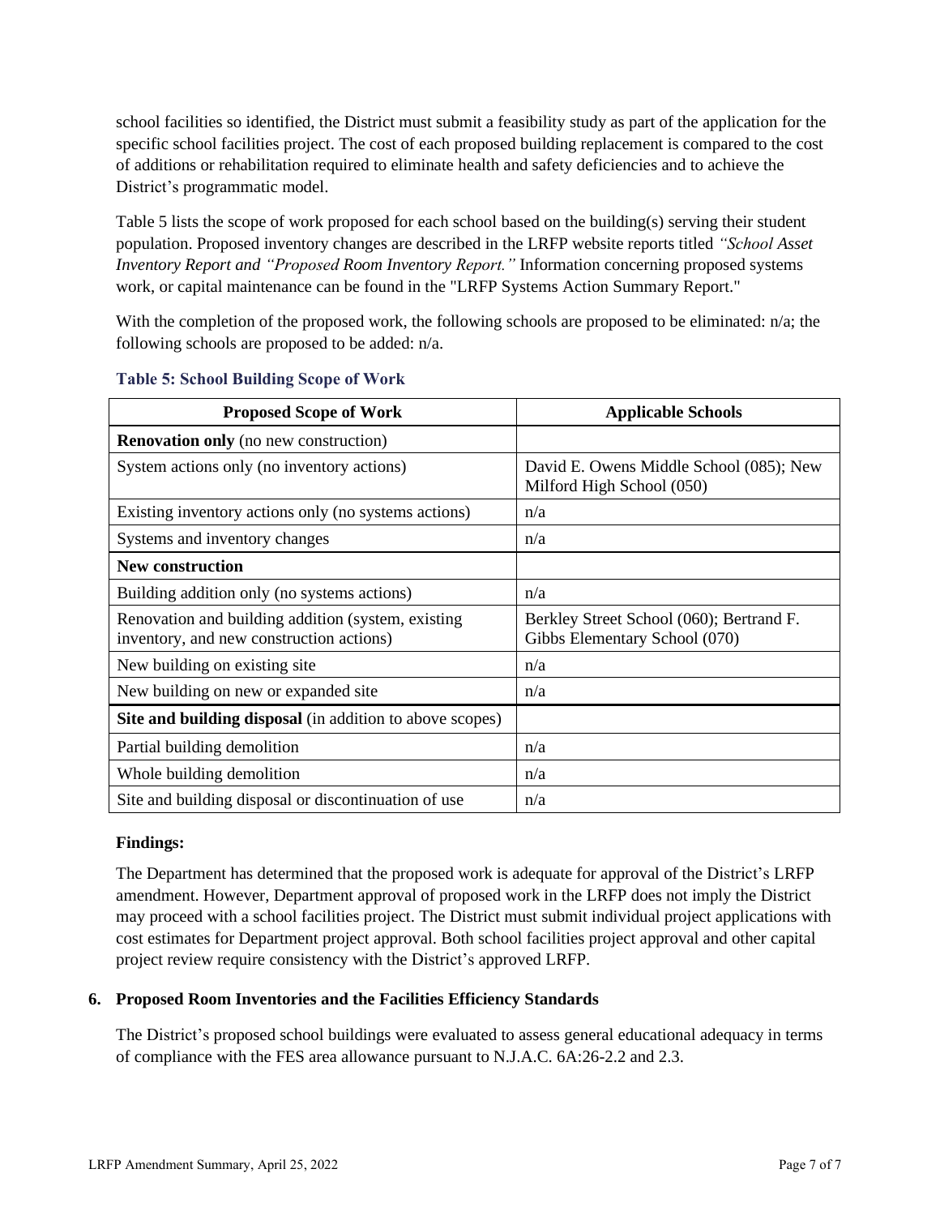school facilities so identified, the District must submit a feasibility study as part of the application for the specific school facilities project. The cost of each proposed building replacement is compared to the cost of additions or rehabilitation required to eliminate health and safety deficiencies and to achieve the District's programmatic model.

Table 5 lists the scope of work proposed for each school based on the building(s) serving their student population. Proposed inventory changes are described in the LRFP website reports titled *"School Asset Inventory Report and "Proposed Room Inventory Report."* Information concerning proposed systems work, or capital maintenance can be found in the "LRFP Systems Action Summary Report."

With the completion of the proposed work, the following schools are proposed to be eliminated: n/a; the following schools are proposed to be added: n/a.

**Table 5: School Building Scope of Work**

| Proposed Scope of Work | Applicable Schools |
|---|---|
| **Renovation only** (no new construction) | |
| System actions only (no inventory actions) | David E. Owens Middle School (085); New Milford High School (050) |
| Existing inventory actions only (no systems actions) | n/a |
| Systems and inventory changes | n/a |
| **New construction** | |
| Building addition only (no systems actions) | n/a |
| Renovation and building addition (system, existing inventory, and new construction actions) | Berkley Street School (060); Bertrand F. Gibbs Elementary School (070) |
| New building on existing site | n/a |
| New building on new or expanded site | n/a |
| **Site and building disposal** (in addition to above scopes) | |
| Partial building demolition | n/a |
| Whole building demolition | n/a |
| Site and building disposal or discontinuation of use | n/a |

**Findings:**

The Department has determined that the proposed work is adequate for approval of the District's LRFP amendment. However, Department approval of proposed work in the LRFP does not imply the District may proceed with a school facilities project. The District must submit individual project applications with cost estimates for Department project approval. Both school facilities project approval and other capital project review require consistency with the District's approved LRFP.

## 6. Proposed Room Inventories and the Facilities Efficiency Standards

The District's proposed school buildings were evaluated to assess general educational adequacy in terms of compliance with the FES area allowance pursuant to N.J.A.C. 6A:26-2.2 and 2.3.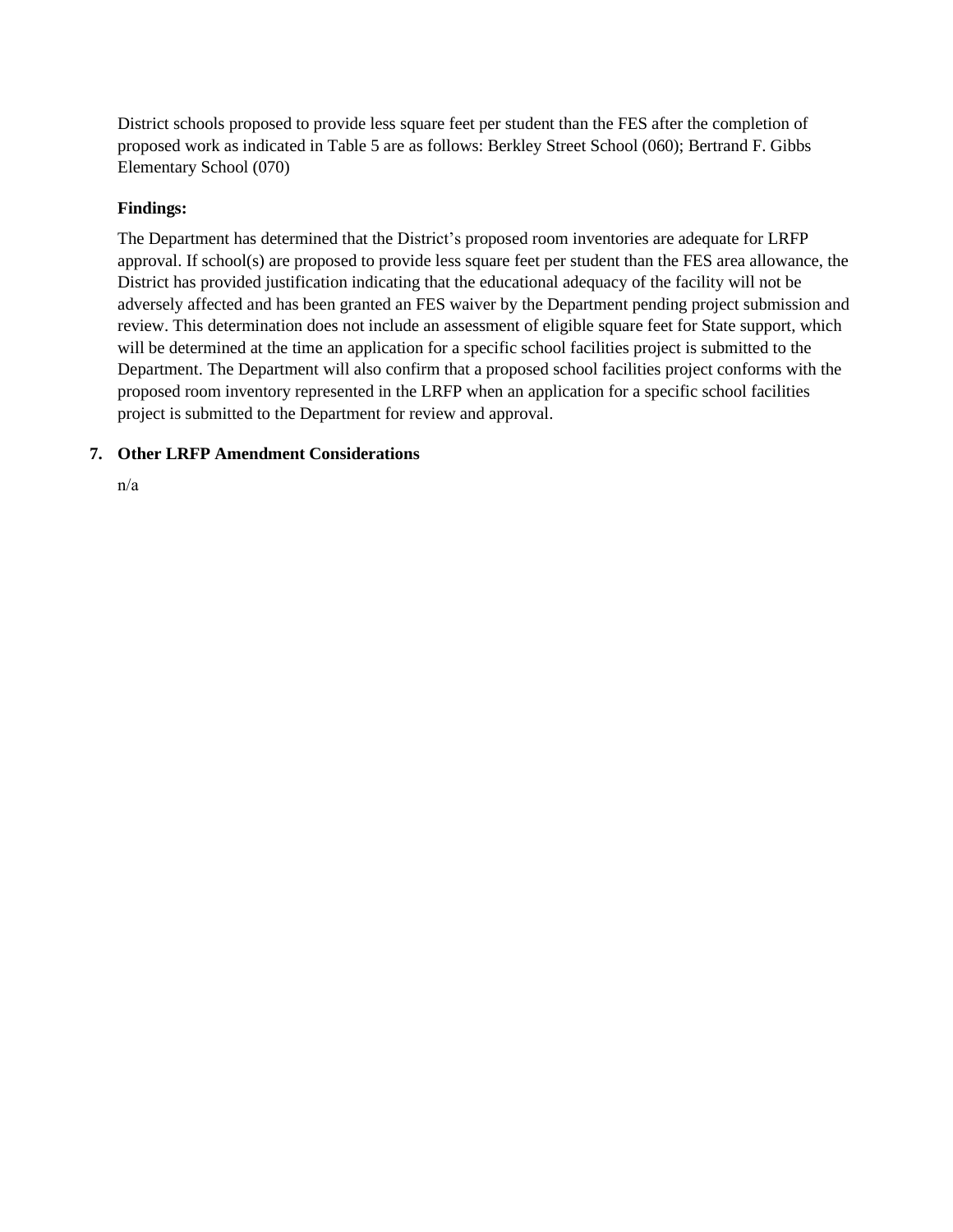District schools proposed to provide less square feet per student than the FES after the completion of proposed work as indicated in Table 5 are as follows: Berkley Street School (060); Bertrand F. Gibbs Elementary School (070)

**Findings:**

The Department has determined that the District's proposed room inventories are adequate for LRFP approval. If school(s) are proposed to provide less square feet per student than the FES area allowance, the District has provided justification indicating that the educational adequacy of the facility will not be adversely affected and has been granted an FES waiver by the Department pending project submission and review. This determination does not include an assessment of eligible square feet for State support, which will be determined at the time an application for a specific school facilities project is submitted to the Department. The Department will also confirm that a proposed school facilities project conforms with the proposed room inventory represented in the LRFP when an application for a specific school facilities project is submitted to the Department for review and approval.

## 7. Other LRFP Amendment Considerations

n/a